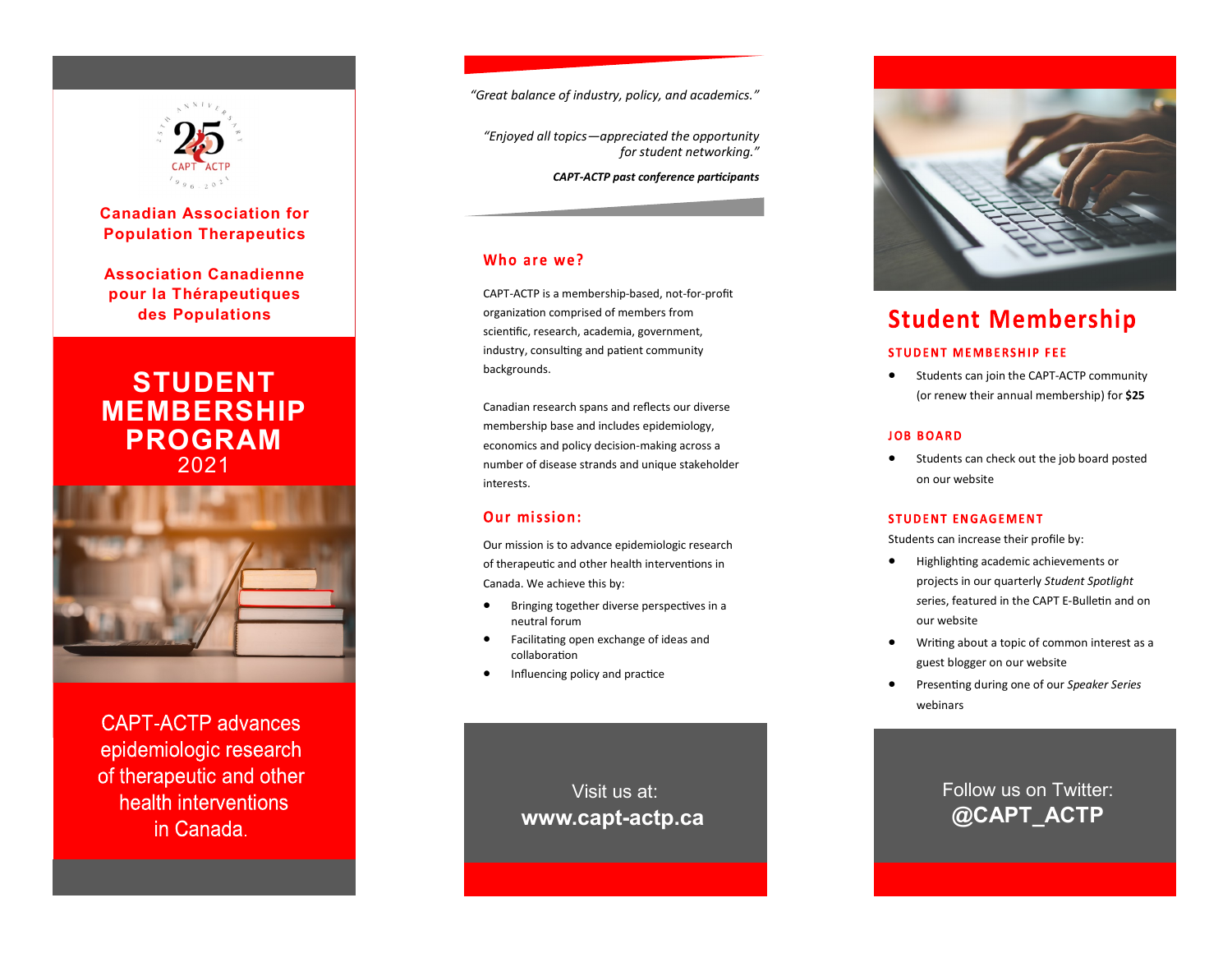25th Anniversary

CAPT ACTP

1996 - 2021

**Canadian Association for Population Therapeutics**

**Association Canadienne pour la Thérapeutiques des Populations**

# STUDENT MEMBERSHIP PROGRAM

2021

CAPT-ACTP advances epidemiologic research of therapeutic and other health interventions in Canada.

*"Great balance of industry, policy, and academics."*

*"Enjoyed all topics—appreciated the opportunity for student networking."*

***CAPT-ACTP past conference participants***

## Who are we?

CAPT-ACTP is a membership-based, not-for-profit organization comprised of members from scientific, research, academia, government, industry, consulting and patient community backgrounds.

Canadian research spans and reflects our diverse membership base and includes epidemiology, economics and policy decision-making across a number of disease strands and unique stakeholder interests.

## Our mission:

Our mission is to advance epidemiologic research of therapeutic and other health interventions in Canada. We achieve this by:

- Bringing together diverse perspectives in a neutral forum
- Facilitating open exchange of ideas and collaboration
- Influencing policy and practice

Visit us at:
**www.capt-actp.ca**

## Student Membership

### STUDENT MEMBERSHIP FEE

- Students can join the CAPT-ACTP community (or renew their annual membership) for **$25**

### JOB BOARD

- Students can check out the job board posted on our website

### STUDENT ENGAGEMENT

Students can increase their profile by:

- Highlighting academic achievements or projects in our quarterly *Student Spotlight* series, featured in the CAPT E-Bulletin and on our website
- Writing about a topic of common interest as a guest blogger on our website
- Presenting during one of our *Speaker Series* webinars

Follow us on Twitter:
**@CAPT_ACTP**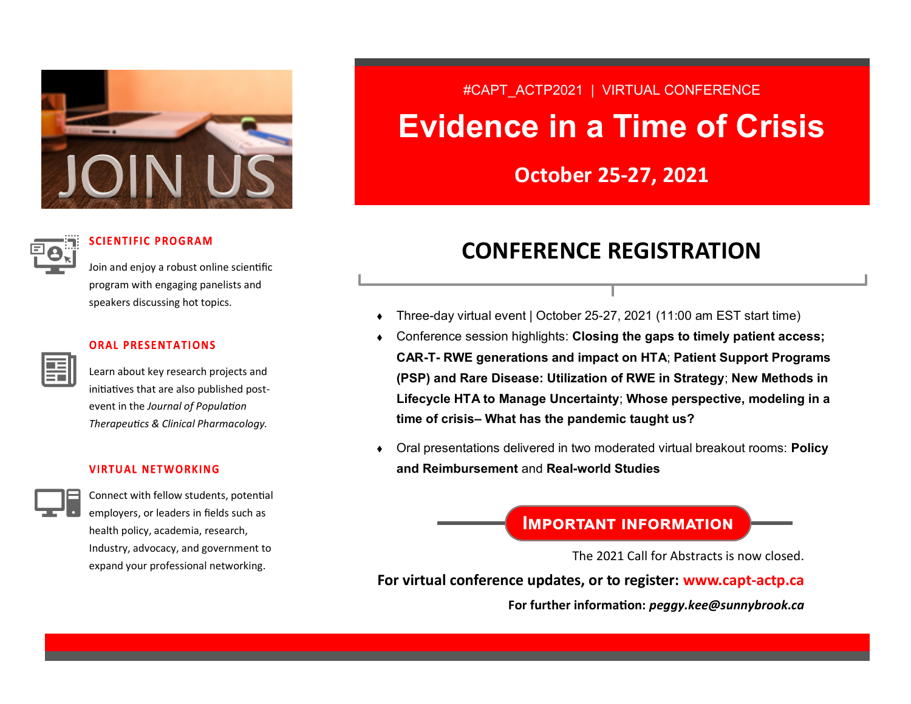JOIN US

### SCIENTIFIC PROGRAM

Join and enjoy a robust online scientific program with engaging panelists and speakers discussing hot topics.

### ORAL PRESENTATIONS

Learn about key research projects and initiatives that are also published post-event in the *Journal of Population Therapeutics & Clinical Pharmacology.*

### VIRTUAL NETWORKING

Connect with fellow students, potential employers, or leaders in fields such as health policy, academia, research, Industry, advocacy, and government to expand your professional networking.

#CAPT_ACTP2021 | VIRTUAL CONFERENCE

# Evidence in a Time of Crisis

**October 25-27, 2021**

## CONFERENCE REGISTRATION

- Three-day virtual event | October 25-27, 2021 (11:00 am EST start time)
- Conference session highlights: **Closing the gaps to timely patient access; CAR-T- RWE generations and impact on HTA**; **Patient Support Programs (PSP) and Rare Disease: Utilization of RWE in Strategy**; **New Methods in Lifecycle HTA to Manage Uncertainty**; **Whose perspective, modeling in a time of crisis– What has the pandemic taught us?**
- Oral presentations delivered in two moderated virtual breakout rooms: **Policy and Reimbursement** and **Real-world Studies**

### IMPORTANT INFORMATION

The 2021 Call for Abstracts is now closed.

**For virtual conference updates, or to register: www.capt-actp.ca**

**For further information:** ***peggy.kee@sunnybrook.ca***